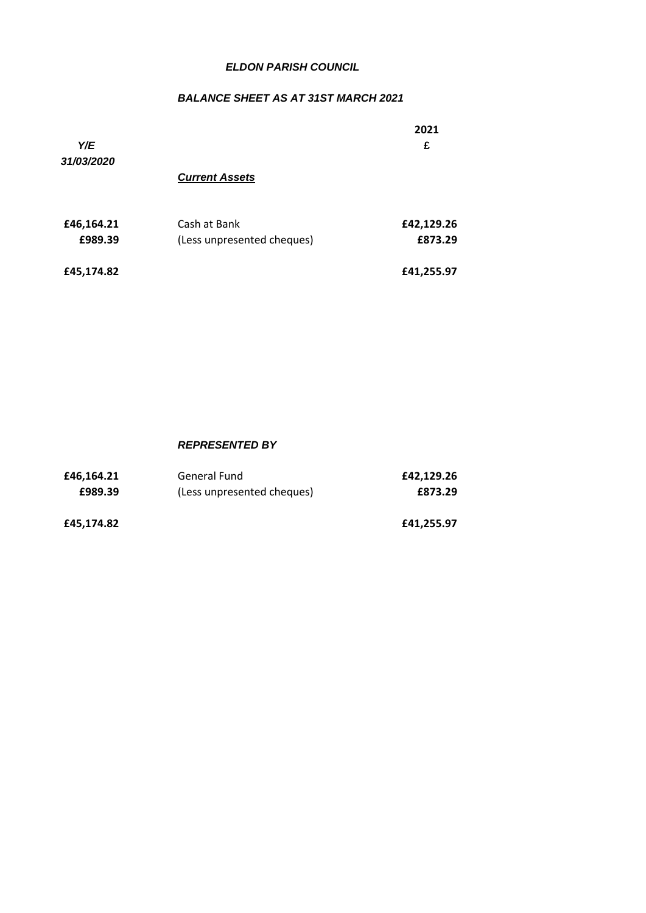# *ELDON PARISH COUNCIL*

## *BALANCE SHEET AS AT 31ST MARCH 2021*

| *Y/E 31/03/2020* | | **2021 £** |
|---|---|---|
| | ***Current Assets*** | |
| **£46,164.21** | Cash at Bank | **£42,129.26** |
| **£989.39** | (Less unpresented cheques) | **£873.29** |
| **£45,174.82** | | **£41,255.97** |

***REPRESENTED BY***

| *Y/E 31/03/2020* | | **2021 £** |
|---|---|---|
| **£46,164.21** | General Fund | **£42,129.26** |
| **£989.39** | (Less unpresented cheques) | **£873.29** |
| **£45,174.82** | | **£41,255.97** |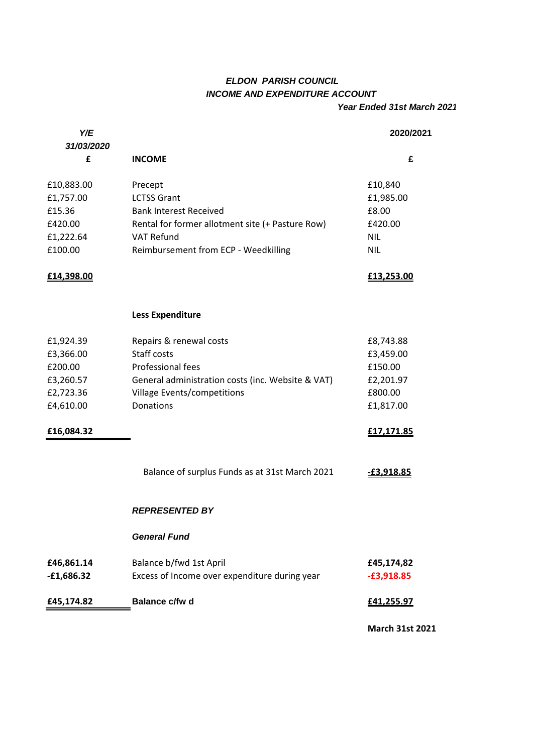## *ELDON PARISH COUNCIL*
## *INCOME AND EXPENDITURE ACCOUNT*
***Year Ended 31st March 2021***

| *Y/E 31/03/2020* £ | **INCOME** | **2020/2021** £ |
|---|---|---|
| £10,883.00 | Precept | £10,840 |
| £1,757.00 | LCTSS Grant | £1,985.00 |
| £15.36 | Bank Interest Received | £8.00 |
| £420.00 | Rental for former allotment site (+ Pasture Row) | £420.00 |
| £1,222.64 | VAT Refund | NIL |
| £100.00 | Reimbursement from ECP - Weedkilling | NIL |
| **£14,398.00** | | **£13,253.00** |
| | **Less Expenditure** | |
| £1,924.39 | Repairs & renewal costs | £8,743.88 |
| £3,366.00 | Staff costs | £3,459.00 |
| £200.00 | Professional fees | £150.00 |
| £3,260.57 | General administration costs (inc. Website & VAT) | £2,201.97 |
| £2,723.36 | Village Events/competitions | £800.00 |
| £4,610.00 | Donations | £1,817.00 |
| **£16,084.32** | | **£17,171.85** |
| | Balance of surplus Funds as at 31st March 2021 | **-£3,918.85** |
| | ***REPRESENTED BY*** | |
| | ***General Fund*** | |
| **£46,861.14** | Balance b/fwd 1st April | **£45,174,82** |
| **-£1,686.32** | Excess of Income over expenditure during year | **-£3,918.85** |
| **£45,174.82** | **Balance c/fw d** | **£41,255.97** |

**March 31st 2021**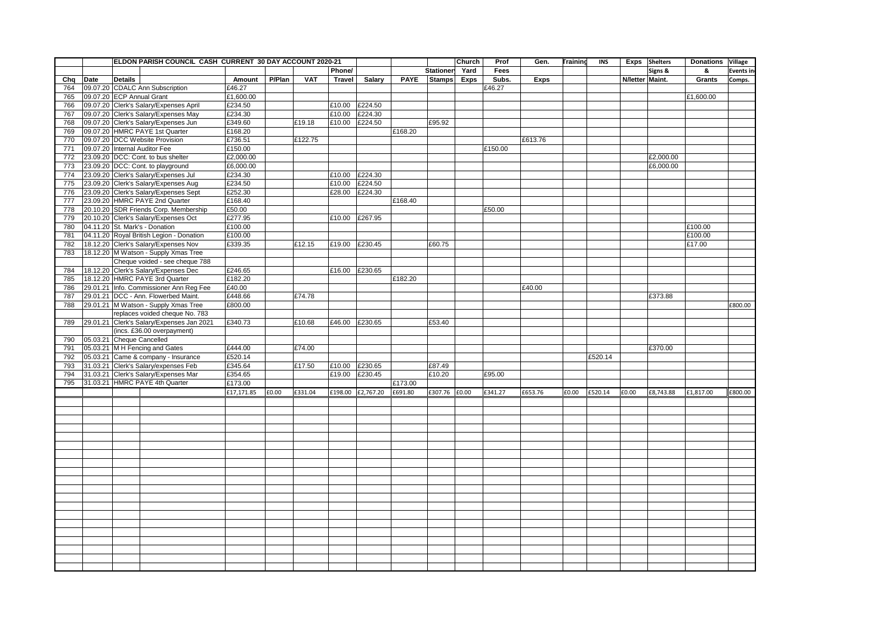## ELDON PARISH COUNCIL CASH CURRENT 30 DAY ACCOUNT 2020-21

| Chq | Date | Details | Amount | P/Plan | VAT | Phone/ Travel | Salary | PAYE | Stationery Stamps | Church Yard Exps | Prof Fees Subs. | Gen. Exps | Training | INS | Exps N/letter | Shelters Signs & Maint. | Donations & Grants | Village Events inc Comps. |
|---|---|---|---|---|---|---|---|---|---|---|---|---|---|---|---|---|---|---|
| 764 | 09.07.20 | CDALC Ann Subscription | £46.27 | | | | | | | | £46.27 | | | | | | | |
| 765 | 09.07.20 | ECP Annual Grant | £1,600.00 | | | | | | | | | | | | | | £1,600.00 | |
| 766 | 09.07.20 | Clerk's Salary/Expenses April | £234.50 | | | £10.00 | £224.50 | | | | | | | | | | | |
| 767 | 09.07.20 | Clerk's Salary/Expenses May | £234.30 | | | £10.00 | £224.30 | | | | | | | | | | | |
| 768 | 09.07.20 | Clerk's Salary/Expenses Jun | £349.60 | | £19.18 | £10.00 | £224.50 | | £95.92 | | | | | | | | | |
| 769 | 09.07.20 | HMRC PAYE 1st Quarter | £168.20 | | | | | £168.20 | | | | | | | | | | |
| 770 | 09.07.20 | DCC Website Provision | £736.51 | | £122.75 | | | | | | | £613.76 | | | | | | |
| 771 | 09.07.20 | Internal Auditor Fee | £150.00 | | | | | | | | £150.00 | | | | | | | |
| 772 | 23.09.20 | DCC: Cont. to bus shelter | £2,000.00 | | | | | | | | | | | | | £2,000.00 | | |
| 773 | 23.09.20 | DCC: Cont. to playground | £6,000.00 | | | | | | | | | | | | | £6,000.00 | | |
| 774 | 23.09.20 | Clerk's Salary/Expenses Jul | £234.30 | | | £10.00 | £224.30 | | | | | | | | | | | |
| 775 | 23.09.20 | Clerk's Salary/Expenses Aug | £234.50 | | | £10.00 | £224.50 | | | | | | | | | | | |
| 776 | 23.09.20 | Clerk's Salary/Expenses Sept | £252.30 | | | £28.00 | £224.30 | | | | | | | | | | | |
| 777 | 23.09.20 | HMRC PAYE 2nd Quarter | £168.40 | | | | | £168.40 | | | | | | | | | | |
| 778 | 20.10.20 | SDR Friends Corp. Membership | £50.00 | | | | | | | | £50.00 | | | | | | | |
| 779 | 20.10.20 | Clerk's Salary/Expenses Oct | £277.95 | | | £10.00 | £267.95 | | | | | | | | | | | |
| 780 | 04.11.20 | St. Mark's - Donation | £100.00 | | | | | | | | | | | | | | £100.00 | |
| 781 | 04.11.20 | Royal British Legion - Donation | £100.00 | | | | | | | | | | | | | | £100.00 | |
| 782 | 18.12.20 | Clerk's Salary/Expenses Nov | £339.35 | | £12.15 | £19.00 | £230.45 | | £60.75 | | | | | | | | £17.00 | |
| 783 | 18.12.20 | M Watson - Supply Xmas Tree | | | | | | | | | | | | | | | | |
| | | Cheque voided - see cheque 788 | | | | | | | | | | | | | | | | |
| 784 | 18.12.20 | Clerk's Salary/Expenses Dec | £246.65 | | | £16.00 | £230.65 | | | | | | | | | | | |
| 785 | 18.12.20 | HMRC PAYE 3rd Quarter | £182.20 | | | | | £182.20 | | | | | | | | | | |
| 786 | 29.01.21 | Info. Commissioner Ann Reg Fee | £40.00 | | | | | | | | | £40.00 | | | | | | |
| 787 | 29.01.21 | DCC - Ann. Flowerbed Maint. | £448.66 | | £74.78 | | | | | | | | | | | £373.88 | | |
| 788 | 29.01.21 | M Watson - Supply Xmas Tree | £800.00 | | | | | | | | | | | | | | | £800.00 |
| | | replaces voided cheque No. 783 | | | | | | | | | | | | | | | | |
| 789 | 29.01.21 | Clerk's Salary/Expenses Jan 2021 | £340.73 | | £10.68 | £46.00 | £230.65 | | £53.40 | | | | | | | | | |
| | | (incs. £36.00 overpayment) | | | | | | | | | | | | | | | | |
| 790 | 05.03.21 | Cheque Cancelled | | | | | | | | | | | | | | | | |
| 791 | 05.03.21 | M H Fencing and Gates | £444.00 | | £74.00 | | | | | | | | | | | £370.00 | | |
| 792 | 05.03.21 | Came & company - Insurance | £520.14 | | | | | | | | | | | £520.14 | | | | |
| 793 | 31.03.21 | Clerk's Salary/expenses Feb | £345.64 | | £17.50 | £10.00 | £230.65 | | £87.49 | | | | | | | | | |
| 794 | 31.03.21 | Clerk's Salary/Expenses Mar | £354.65 | | | £19.00 | £230.45 | | £10.20 | | £95.00 | | | | | | | |
| 795 | 31.03.21 | HMRC PAYE 4th Quarter | £173.00 | | | | | £173.00 | | | | | | | | | | |
| | | | £17,171.85 | £0.00 | £331.04 | £198.00 | £2,767.20 | £691.80 | £307.76 | £0.00 | £341.27 | £653.76 | £0.00 | £520.14 | £0.00 | £8,743.88 | £1,817.00 | £800.00 |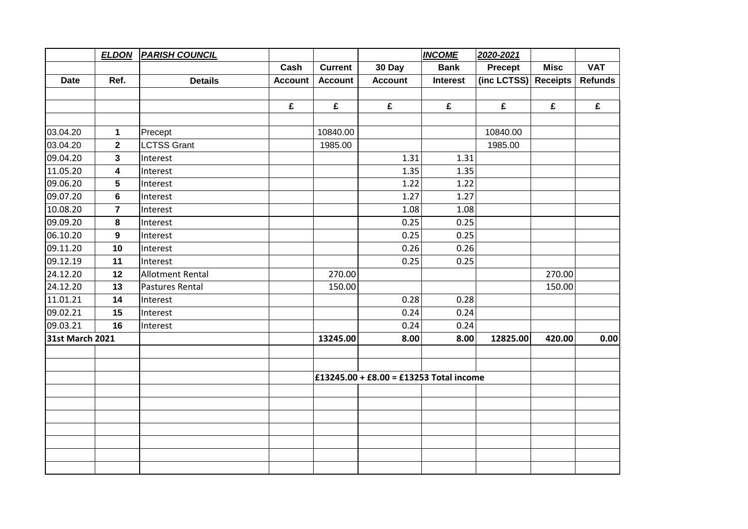| | ***ELDON*** | ***PARISH COUNCIL*** | | | | ***INCOME*** | ***2020-2021*** | | |
|---|---|---|---|---|---|---|---|---|---|
| | | | **Cash** | **Current** | **30 Day** | **Bank** | **Precept** | **Misc** | **VAT** |
| **Date** | **Ref.** | **Details** | **Account** | **Account** | **Account** | **Interest** | **(inc LCTSS)** | **Receipts** | **Refunds** |
| | | | | | | | | | |
| | | | **£** | **£** | **£** | **£** | **£** | **£** | **£** |
| | | | | | | | | | |
| 03.04.20 | **1** | Precept | | 10840.00 | | | 10840.00 | | |
| 03.04.20 | **2** | LCTSS Grant | | 1985.00 | | | 1985.00 | | |
| 09.04.20 | **3** | Interest | | | 1.31 | 1.31 | | | |
| 11.05.20 | **4** | Interest | | | 1.35 | 1.35 | | | |
| 09.06.20 | **5** | Interest | | | 1.22 | 1.22 | | | |
| 09.07.20 | **6** | Interest | | | 1.27 | 1.27 | | | |
| 10.08.20 | **7** | Interest | | | 1.08 | 1.08 | | | |
| 09.09.20 | **8** | Interest | | | 0.25 | 0.25 | | | |
| 06.10.20 | **9** | Interest | | | 0.25 | 0.25 | | | |
| 09.11.20 | **10** | Interest | | | 0.26 | 0.26 | | | |
| 09.12.19 | **11** | Interest | | | 0.25 | 0.25 | | | |
| 24.12.20 | **12** | Allotment Rental | | 270.00 | | | | 270.00 | |
| 24.12.20 | **13** | Pastures Rental | | 150.00 | | | | 150.00 | |
| 11.01.21 | **14** | Interest | | | 0.28 | 0.28 | | | |
| 09.02.21 | **15** | Interest | | | 0.24 | 0.24 | | | |
| 09.03.21 | **16** | Interest | | | 0.24 | 0.24 | | | |
| **31st March 2021** | | | | **13245.00** | **8.00** | **8.00** | **12825.00** | **420.00** | **0.00** |
| | | | | | | | | | |
| | | | | | | | | | |
| | | | | **£13245.00 + £8.00 = £13253 Total income** | | | | | |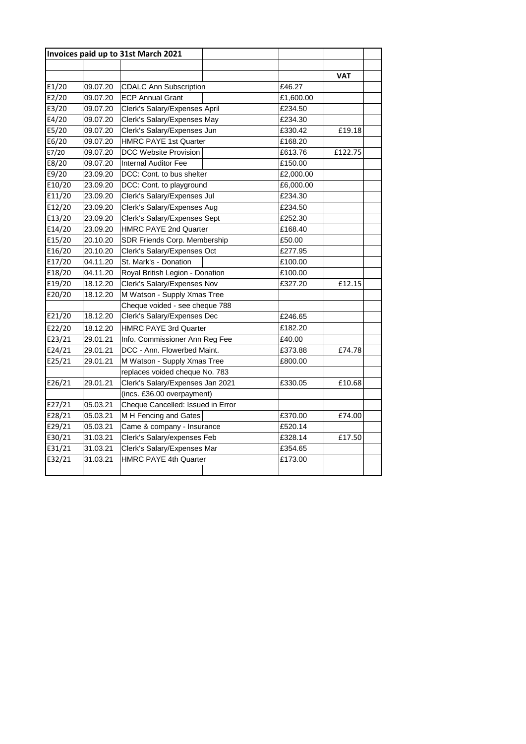**Invoices paid up to 31st March 2021**

| Ref | Date | Description | Amount | VAT |
|---|---|---|---|---|
| E1/20 | 09.07.20 | CDALC Ann Subscription | £46.27 | |
| E2/20 | 09.07.20 | ECP Annual Grant | £1,600.00 | |
| E3/20 | 09.07.20 | Clerk's Salary/Expenses April | £234.50 | |
| E4/20 | 09.07.20 | Clerk's Salary/Expenses May | £234.30 | |
| E5/20 | 09.07.20 | Clerk's Salary/Expenses Jun | £330.42 | £19.18 |
| E6/20 | 09.07.20 | HMRC PAYE 1st Quarter | £168.20 | |
| E7/20 | 09.07.20 | DCC Website Provision | £613.76 | £122.75 |
| E8/20 | 09.07.20 | Internal Auditor Fee | £150.00 | |
| E9/20 | 23.09.20 | DCC: Cont. to bus shelter | £2,000.00 | |
| E10/20 | 23.09.20 | DCC: Cont. to playground | £6,000.00 | |
| E11/20 | 23.09.20 | Clerk's Salary/Expenses Jul | £234.30 | |
| E12/20 | 23.09.20 | Clerk's Salary/Expenses Aug | £234.50 | |
| E13/20 | 23.09.20 | Clerk's Salary/Expenses Sept | £252.30 | |
| E14/20 | 23.09.20 | HMRC PAYE 2nd Quarter | £168.40 | |
| E15/20 | 20.10.20 | SDR Friends Corp. Membership | £50.00 | |
| E16/20 | 20.10.20 | Clerk's Salary/Expenses Oct | £277.95 | |
| E17/20 | 04.11.20 | St. Mark's - Donation | £100.00 | |
| E18/20 | 04.11.20 | Royal British Legion - Donation | £100.00 | |
| E19/20 | 18.12.20 | Clerk's Salary/Expenses Nov | £327.20 | £12.15 |
| E20/20 | 18.12.20 | M Watson - Supply Xmas Tree | | |
| | | Cheque voided - see cheque 788 | | |
| E21/20 | 18.12.20 | Clerk's Salary/Expenses Dec | £246.65 | |
| E22/20 | 18.12.20 | HMRC PAYE 3rd Quarter | £182.20 | |
| E23/21 | 29.01.21 | Info. Commissioner Ann Reg Fee | £40.00 | |
| E24/21 | 29.01.21 | DCC - Ann. Flowerbed Maint. | £373.88 | £74.78 |
| E25/21 | 29.01.21 | M Watson - Supply Xmas Tree | £800.00 | |
| | | replaces voided cheque No. 783 | | |
| E26/21 | 29.01.21 | Clerk's Salary/Expenses Jan 2021 | £330.05 | £10.68 |
| | | (incs. £36.00 overpayment) | | |
| E27/21 | 05.03.21 | Cheque Cancelled: Issued in Error | | |
| E28/21 | 05.03.21 | M H Fencing and Gates | £370.00 | £74.00 |
| E29/21 | 05.03.21 | Came & company - Insurance | £520.14 | |
| E30/21 | 31.03.21 | Clerk's Salary/expenses Feb | £328.14 | £17.50 |
| E31/21 | 31.03.21 | Clerk's Salary/Expenses Mar | £354.65 | |
| E32/21 | 31.03.21 | HMRC PAYE 4th Quarter | £173.00 | |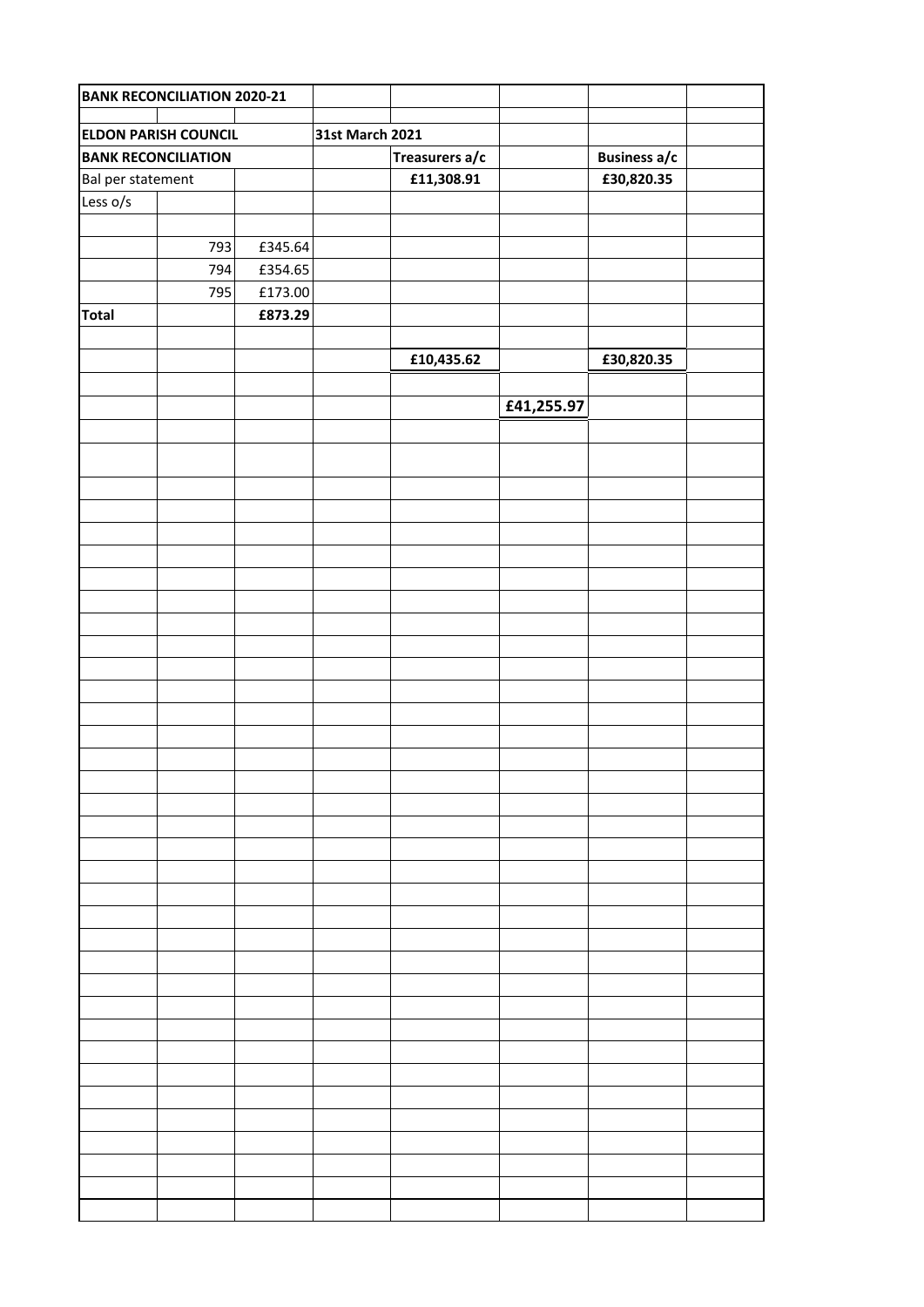| BANK RECONCILIATION 2020-21 | | | | | | | |
|---|---|---|---|---|---|---|---|
| | | | | | | | |
| **ELDON PARISH COUNCIL** | | | **31st March 2021** | | | | |
| **BANK RECONCILIATION** | | | | **Treasurers a/c** | | **Business a/c** | |
| Bal per statement | | | | **£11,308.91** | | **£30,820.35** | |
| Less o/s | | | | | | | |
| | | | | | | | |
| | 793 | £345.64 | | | | | |
| | 794 | £354.65 | | | | | |
| | 795 | £173.00 | | | | | |
| **Total** | | **£873.29** | | | | | |
| | | | | | | | |
| | | | | **£10,435.62** | | **£30,820.35** | |
| | | | | | | | |
| | | | | | **£41,255.97** | | |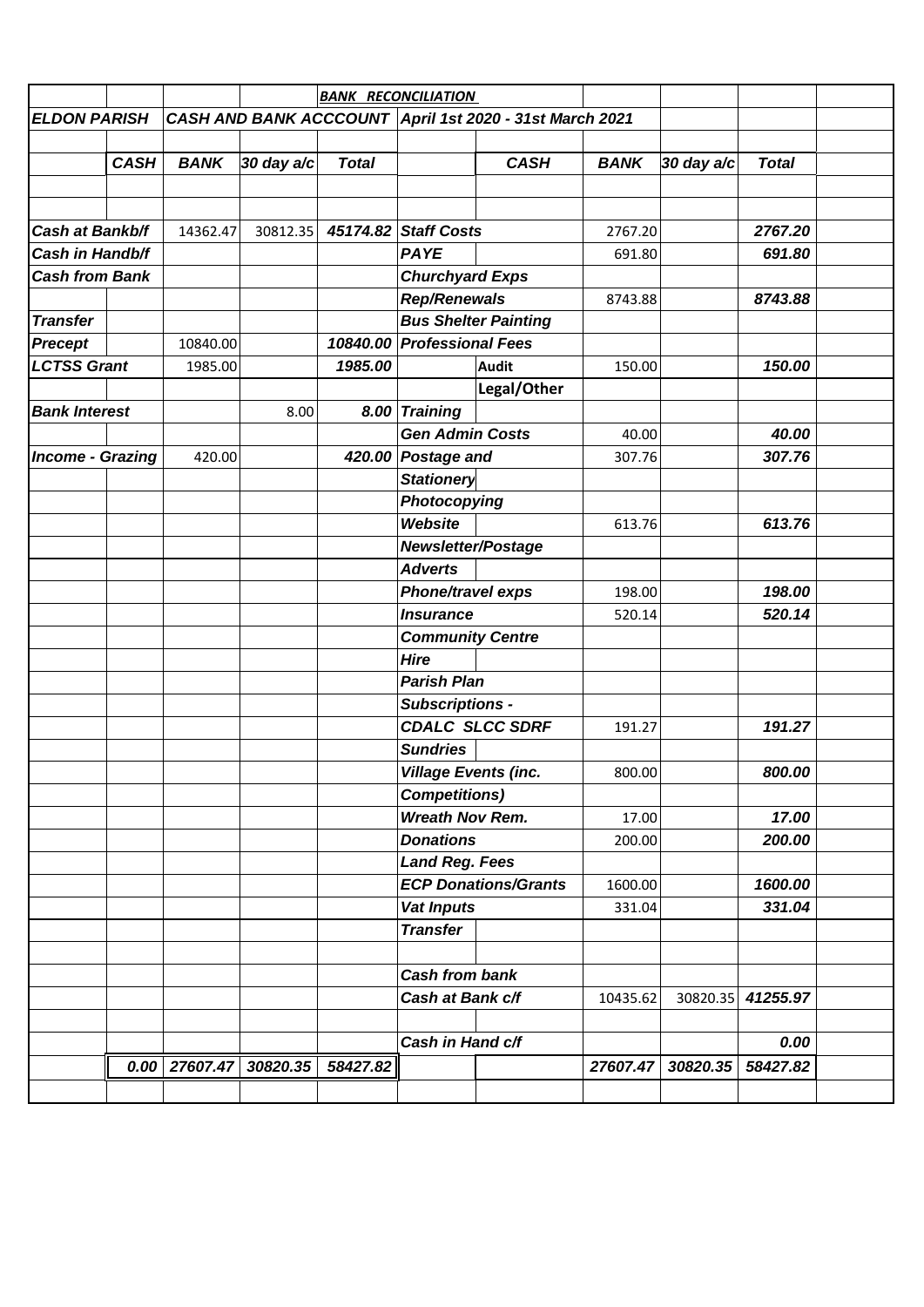| | | | | | | | | | | |
|---|---|---|---|---|---|---|---|---|---|---|
| | | | | **BANK RECONCILIATION** | | | | | | |
| ***ELDON PARISH*** | | ***CASH AND BANK ACCCOUNT*** | | | ***April 1st 2020 - 31st March 2021*** | | | | | |
| | | | | | | | | | | |
| | ***CASH*** | ***BANK*** | ***30 day a/c*** | ***Total*** | | ***CASH*** | ***BANK*** | ***30 day a/c*** | ***Total*** | |
| | | | | | | | | | | |
| | | | | | | | | | | |
| ***Cash at Bankb/f*** | | 14362.47 | 30812.35 | ***45174.82*** | ***Staff Costs*** | | 2767.20 | | ***2767.20*** | |
| ***Cash in Handb/f*** | | | | | ***PAYE*** | | 691.80 | | ***691.80*** | |
| ***Cash from Bank*** | | | | | ***Churchyard Exps*** | | | | | |
| | | | | | ***Rep/Renewals*** | | 8743.88 | | ***8743.88*** | |
| ***Transfer*** | | | | | ***Bus Shelter Painting*** | | | | | |
| ***Precept*** | | 10840.00 | | ***10840.00*** | ***Professional Fees*** | | | | | |
| ***LCTSS Grant*** | | 1985.00 | | ***1985.00*** | | **Audit** | 150.00 | | ***150.00*** | |
| | | | | | | **Legal/Other** | | | | |
| ***Bank Interest*** | | | 8.00 | ***8.00*** | ***Training*** | | | | | |
| | | | | | ***Gen Admin Costs*** | | 40.00 | | ***40.00*** | |
| ***Income - Grazing*** | | 420.00 | | ***420.00*** | ***Postage and*** | | 307.76 | | ***307.76*** | |
| | | | | | ***Stationery*** | | | | | |
| | | | | | ***Photocopying*** | | | | | |
| | | | | | ***Website*** | | 613.76 | | ***613.76*** | |
| | | | | | ***Newsletter/Postage*** | | | | | |
| | | | | | ***Adverts*** | | | | | |
| | | | | | ***Phone/travel exps*** | | 198.00 | | ***198.00*** | |
| | | | | | ***Insurance*** | | 520.14 | | ***520.14*** | |
| | | | | | ***Community Centre*** | | | | | |
| | | | | | ***Hire*** | | | | | |
| | | | | | ***Parish Plan*** | | | | | |
| | | | | | ***Subscriptions -*** | | | | | |
| | | | | | ***CDALC SLCC SDRF*** | | 191.27 | | ***191.27*** | |
| | | | | | ***Sundries*** | | | | | |
| | | | | | ***Village Events (inc.*** | | 800.00 | | ***800.00*** | |
| | | | | | ***Competitions)*** | | | | | |
| | | | | | ***Wreath Nov Rem.*** | | 17.00 | | ***17.00*** | |
| | | | | | ***Donations*** | | 200.00 | | ***200.00*** | |
| | | | | | ***Land Reg. Fees*** | | | | | |
| | | | | | ***ECP Donations/Grants*** | | 1600.00 | | ***1600.00*** | |
| | | | | | ***Vat Inputs*** | | 331.04 | | ***331.04*** | |
| | | | | | ***Transfer*** | | | | | |
| | | | | | | | | | | |
| | | | | | ***Cash from bank*** | | | | | |
| | | | | | ***Cash at Bank c/f*** | | 10435.62 | 30820.35 | ***41255.97*** | |
| | | | | | | | | | | |
| | | | | | ***Cash in Hand c/f*** | | | | ***0.00*** | |
| | ***0.00*** | ***27607.47*** | ***30820.35*** | ***58427.82*** | | | ***27607.47*** | ***30820.35*** | ***58427.82*** | |